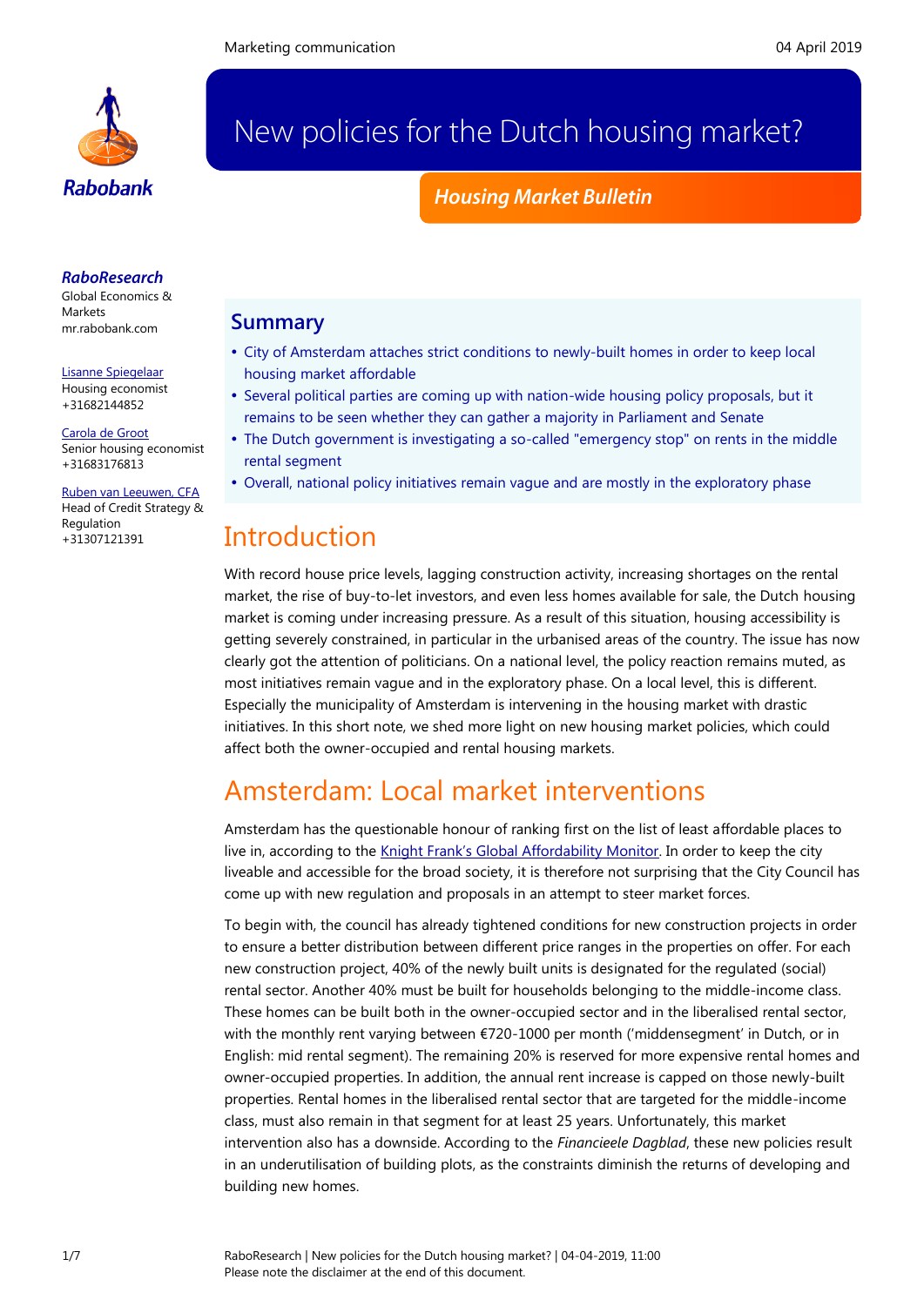Marketing communication

04 April 2019

# New policies for the Dutch housing market?

## Housing Market Bulletin

***RaboResearch***
Global Economics & Markets
mr.rabobank.com

Lisanne Spiegelaar
Housing economist
+31682144852

Carola de Groot
Senior housing economist
+31683176813

Ruben van Leeuwen, CFA
Head of Credit Strategy & Regulation
+31307121391

## Summary

- City of Amsterdam attaches strict conditions to newly-built homes in order to keep local housing market affordable
- Several political parties are coming up with nation-wide housing policy proposals, but it remains to be seen whether they gather a majority in Parliament and Senate
- The Dutch government is investigating a so-called "emergency stop" on rents in the middle rental segment
- Overall, national policy initiatives remain vague and are mostly in the exploratory phase

## Introduction

With record house price levels, lagging construction activity, increasing shortages on the rental market, the rise of buy-to-let investors, and even less homes available for sale, the Dutch housing market is coming under increasing pressure. As a result of this situation, housing accessibility is getting severely constrained, in particular in the urbanised areas of the country. The issue has now clearly got the attention of politicians. On a national level, the policy reaction remains muted, as most initiatives remain vague and in the exploratory phase. On a local level, this is different. Especially the municipality of Amsterdam is intervening in the housing market with drastic initiatives. In this short note, we shed more light on new housing market policies, which could affect both the owner-occupied and rental housing markets.

## Amsterdam: Local market interventions

Amsterdam has the questionable honour of ranking first on the list of least affordable places to live in, according to the Knight Frank's Global Affordability Monitor. In order to keep the city liveable and accessible for the broad society, it is therefore not surprising that the City Council has come up with new regulation and proposals in an attempt to steer market forces.

To begin with, the council has already tightened conditions for new construction projects in order to ensure a better distribution between different price ranges in the properties on offer. For each new construction project, 40% of the newly built units is designated for the regulated (social) rental sector. Another 40% must be built for households belonging to the middle-income class. These homes can be built both in the owner-occupied sector and in the liberalised rental sector, with the monthly rent varying between €720-1000 per month ('middensegment' in Dutch, or in English: mid rental segment). The remaining 20% is reserved for more expensive rental homes and owner-occupied properties. In addition, the annual rent increase is capped on those newly-built properties. Rental homes in the liberalised rental sector that are targeted for the middle-income class, must also remain in that segment for at least 25 years. Unfortunately, this market intervention also has a downside. According to the *Financieele Dagblad*, these new policies result in an underutilisation of building plots, as the constraints diminish the returns of developing and building new homes.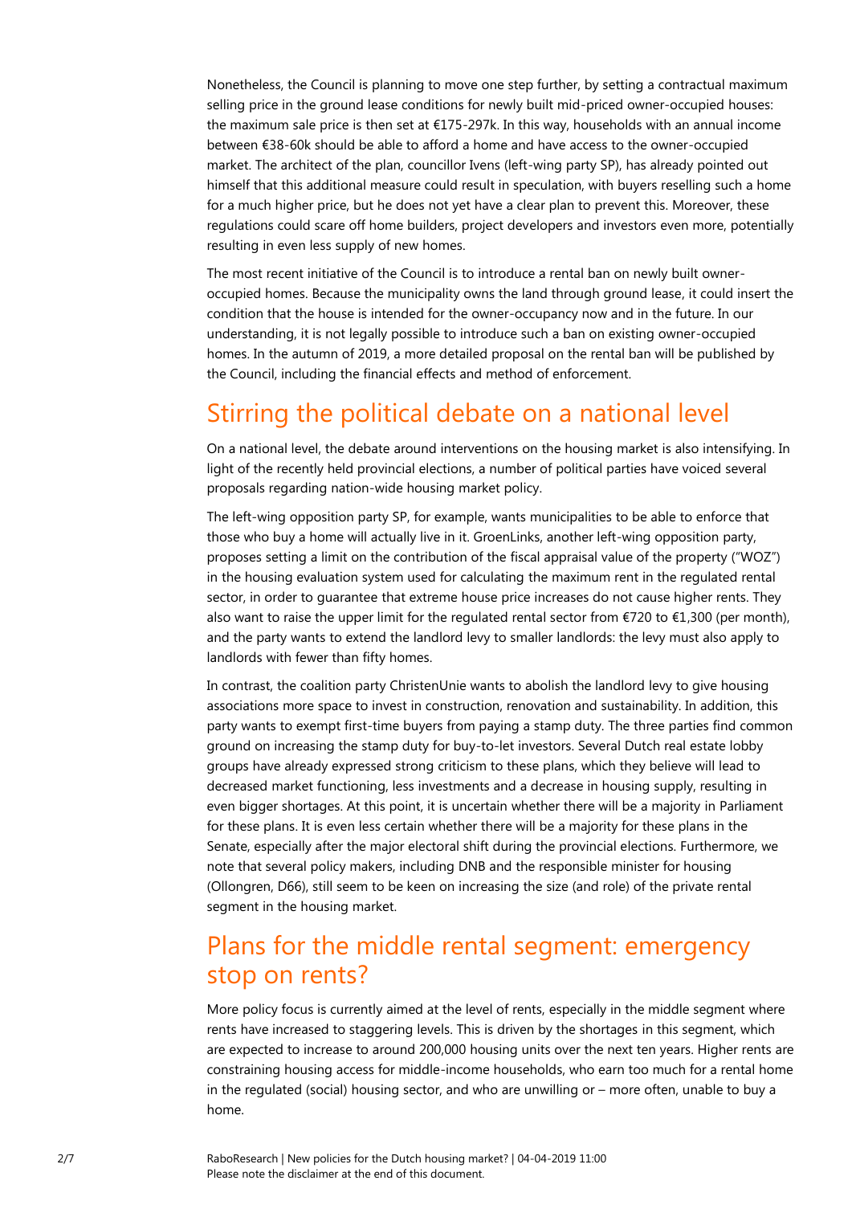Nonetheless, the Council is planning to move one step further, by setting a contractual maximum selling price in the ground lease conditions for newly built mid-priced owner-occupied houses: the maximum sale price is then set at €175-297k. In this way, households with an annual income between €38-60k should be able to afford a home and have access to the owner-occupied market. The architect of the plan, councillor Ivens (left-wing party SP), has already pointed out himself that this additional measure could result in speculation, with buyers reselling such a home for a much higher price, but he does not yet have a clear plan to prevent this. Moreover, these regulations could scare off home builders, project developers and investors even more, potentially resulting in even less supply of new homes.

The most recent initiative of the Council is to introduce a rental ban on newly built owner-occupied homes. Because the municipality owns the land through ground lease, it could insert the condition that the house is intended for the owner-occupancy now and in the future. In our understanding, it is not legally possible to introduce such a ban on existing owner-occupied homes. In the autumn of 2019, a more detailed proposal on the rental ban will be published by the Council, including the financial effects and method of enforcement.

## Stirring the political debate on a national level

On a national level, the debate around interventions on the housing market is also intensifying. In light of the recently held provincial elections, a number of political parties have voiced several proposals regarding nation-wide housing market policy.

The left-wing opposition party SP, for example, wants municipalities to be able to enforce that those who buy a home will actually live in it. GroenLinks, another left-wing opposition party, proposes setting a limit on the contribution of the fiscal appraisal value of the property ("WOZ") in the housing evaluation system used for calculating the maximum rent in the regulated rental sector, in order to guarantee that extreme house price increases do not cause higher rents. They also want to raise the upper limit for the regulated rental sector from €720 to €1,300 (per month), and the party wants to extend the landlord levy to smaller landlords: the levy must also apply to landlords with fewer than fifty homes.

In contrast, the coalition party ChristenUnie wants to abolish the landlord levy to give housing associations more space to invest in construction, renovation and sustainability. In addition, this party wants to exempt first-time buyers from paying a stamp duty. The three parties find common ground on increasing the stamp duty for buy-to-let investors. Several Dutch real estate lobby groups have already expressed strong criticism to these plans, which they believe will lead to decreased market functioning, less investments and a decrease in housing supply, resulting in even bigger shortages. At this point, it is uncertain whether there will be a majority in Parliament for these plans. It is even less certain whether there will be a majority for these plans in the Senate, especially after the major electoral shift during the provincial elections. Furthermore, we note that several policy makers, including DNB and the responsible minister for housing (Ollongren, D66), still seem to be keen on increasing the size (and role) of the private rental segment in the housing market.

## Plans for the middle rental segment: emergency stop on rents?

More policy focus is currently aimed at the level of rents, especially in the middle segment where rents have increased to staggering levels. This is driven by the shortages in this segment, which are expected to increase to around 200,000 housing units over the next ten years. Higher rents are constraining housing access for middle-income households, who earn too much for a rental home in the regulated (social) housing sector, and who are unwilling or – more often, unable to buy a home.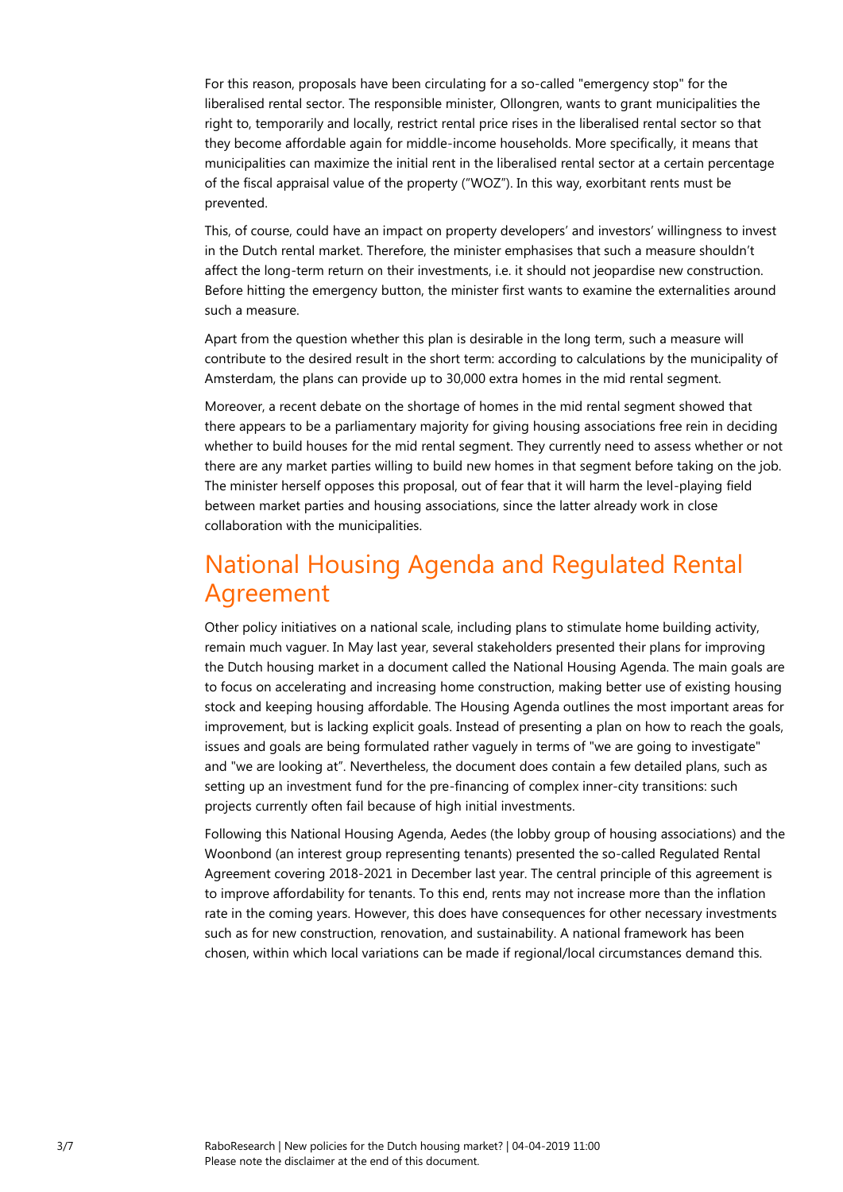For this reason, proposals have been circulating for a so-called "emergency stop" for the liberalised rental sector. The responsible minister, Ollongren, wants to grant municipalities the right to, temporarily and locally, restrict rental price rises in the liberalised rental sector so that they become affordable again for middle-income households. More specifically, it means that municipalities can maximize the initial rent in the liberalised rental sector at a certain percentage of the fiscal appraisal value of the property ("WOZ"). In this way, exorbitant rents must be prevented.

This, of course, could have an impact on property developers' and investors' willingness to invest in the Dutch rental market. Therefore, the minister emphasises that such a measure shouldn't affect the long-term return on their investments, i.e. it should not jeopardise new construction. Before hitting the emergency button, the minister first wants to examine the externalities around such a measure.

Apart from the question whether this plan is desirable in the long term, such a measure will contribute to the desired result in the short term: according to calculations by the municipality of Amsterdam, the plans can provide up to 30,000 extra homes in the mid rental segment.

Moreover, a recent debate on the shortage of homes in the mid rental segment showed that there appears to be a parliamentary majority for giving housing associations free rein in deciding whether to build houses for the mid rental segment. They currently need to assess whether or not there are any market parties willing to build new homes in that segment before taking on the job. The minister herself opposes this proposal, out of fear that it will harm the level-playing field between market parties and housing associations, since the latter already work in close collaboration with the municipalities.

## National Housing Agenda and Regulated Rental Agreement

Other policy initiatives on a national scale, including plans to stimulate home building activity, remain much vaguer. In May last year, several stakeholders presented their plans for improving the Dutch housing market in a document called the National Housing Agenda. The main goals are to focus on accelerating and increasing home construction, making better use of existing housing stock and keeping housing affordable. The Housing Agenda outlines the most important areas for improvement, but is lacking explicit goals. Instead of presenting a plan on how to reach the goals, issues and goals are being formulated rather vaguely in terms of "we are going to investigate" and "we are looking at". Nevertheless, the document does contain a few detailed plans, such as setting up an investment fund for the pre-financing of complex inner-city transitions: such projects currently often fail because of high initial investments.

Following this National Housing Agenda, Aedes (the lobby group of housing associations) and the Woonbond (an interest group representing tenants) presented the so-called Regulated Rental Agreement covering 2018-2021 in December last year. The central principle of this agreement is to improve affordability for tenants. To this end, rents may not increase more than the inflation rate in the coming years. However, this does have consequences for other necessary investments such as for new construction, renovation, and sustainability. A national framework has been chosen, within which local variations can be made if regional/local circumstances demand this.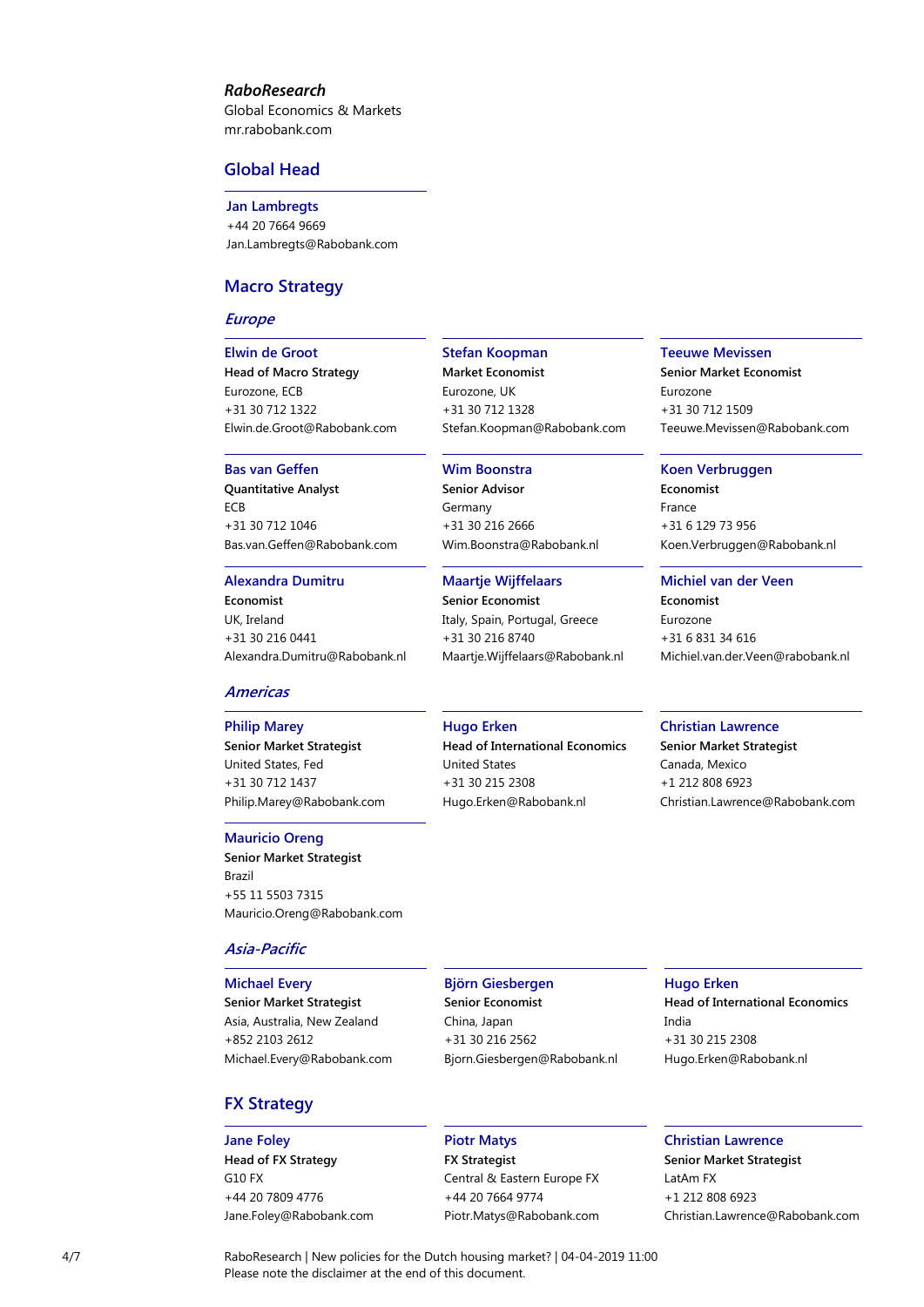***RaboResearch***
Global Economics & Markets
mr.rabobank.com

## Global Head

**Jan Lambregts**
+44 20 7664 9669
Jan.Lambregts@Rabobank.com

## Macro Strategy

### *Europe*

**Elwin de Groot**
**Head of Macro Strategy**
Eurozone, ECB
+31 30 712 1322
Elwin.de.Groot@Rabobank.com

**Stefan Koopman**
**Market Economist**
Eurozone, UK
+31 30 712 1328
Stefan.Koopman@Rabobank.com

**Teeuwe Mevissen**
**Senior Market Economist**
Eurozone
+31 30 712 1509
Teeuwe.Mevissen@Rabobank.com

**Bas van Geffen**
**Quantitative Analyst**
ECB
+31 30 712 1046
Bas.van.Geffen@Rabobank.com

**Wim Boonstra**
**Senior Advisor**
Germany
+31 30 216 2666
Wim.Boonstra@Rabobank.nl

**Koen Verbruggen**
**Economist**
France
+31 6 129 73 956
Koen.Verbruggen@Rabobank.nl

**Alexandra Dumitru**
**Economist**
UK, Ireland
+31 30 216 0441
Alexandra.Dumitru@Rabobank.nl

**Maartje Wijffelaars**
**Senior Economist**
Italy, Spain, Portugal, Greece
+31 30 216 8740
Maartje.Wijffelaars@Rabobank.nl

**Michiel van der Veen**
**Economist**
Eurozone
+31 6 831 34 616
Michiel.van.der.Veen@rabobank.nl

### *Americas*

**Philip Marey**
**Senior Market Strategist**
United States, Fed
+31 30 712 1437
Philip.Marey@Rabobank.com

**Hugo Erken**
**Head of International Economics**
United States
+31 30 215 2308
Hugo.Erken@Rabobank.nl

**Christian Lawrence**
**Senior Market Strategist**
Canada, Mexico
+1 212 808 6923
Christian.Lawrence@Rabobank.com

**Mauricio Oreng**
**Senior Market Strategist**
Brazil
+55 11 5503 7315
Mauricio.Oreng@Rabobank.com

### *Asia-Pacific*

**Michael Every**
**Senior Market Strategist**
Asia, Australia, New Zealand
+852 2103 2612
Michael.Every@Rabobank.com

**Björn Giesbergen**
**Senior Economist**
China, Japan
+31 30 216 2562
Bjorn.Giesbergen@Rabobank.nl

**Hugo Erken**
**Head of International Economics**
India
+31 30 215 2308
Hugo.Erken@Rabobank.nl

## FX Strategy

**Jane Foley**
**Head of FX Strategy**
G10 FX
+44 20 7809 4776
Jane.Foley@Rabobank.com

**Piotr Matys**
**FX Strategist**
Central & Eastern Europe FX
+44 20 7664 9774
Piotr.Matys@Rabobank.com

**Christian Lawrence**
**Senior Market Strategist**
LatAm FX
+1 212 808 6923
Christian.Lawrence@Rabobank.com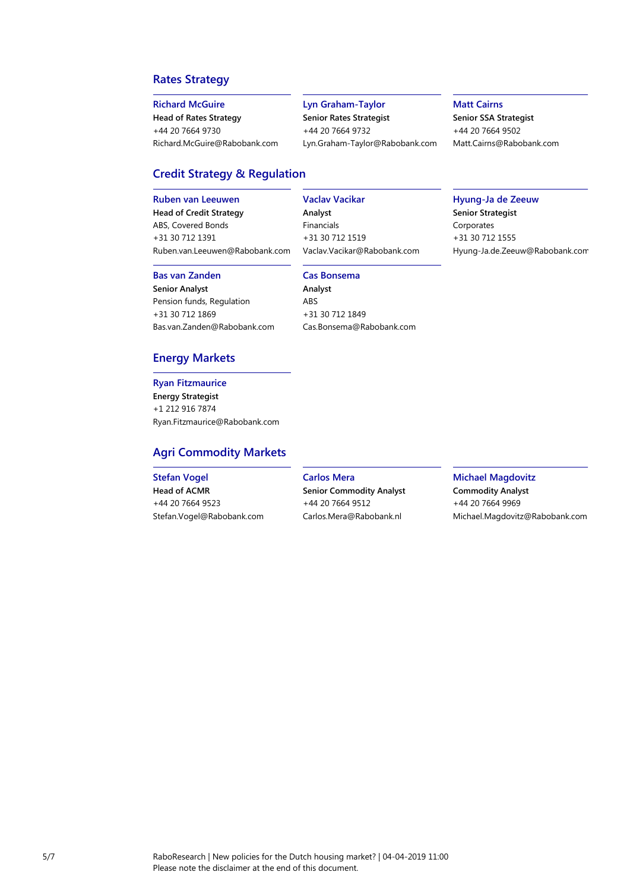## Rates Strategy

**Richard McGuire**
**Head of Rates Strategy**
+44 20 7664 9730
Richard.McGuire@Rabobank.com

**Lyn Graham-Taylor**
**Senior Rates Strategist**
+44 20 7664 9732
Lyn.Graham-Taylor@Rabobank.com

**Matt Cairns**
**Senior SSA Strategist**
+44 20 7664 9502
Matt.Cairns@Rabobank.com

## Credit Strategy & Regulation

**Ruben van Leeuwen**
**Head of Credit Strategy**
ABS, Covered Bonds
+31 30 712 1391
Ruben.van.Leeuwen@Rabobank.com

**Vaclav Vacikar**
**Analyst**
Financials
+31 30 712 1519
Vaclav.Vacikar@Rabobank.com

**Hyung-Ja de Zeeuw**
**Senior Strategist**
Corporates
+31 30 712 1555
Hyung-Ja.de.Zeeuw@Rabobank.com

**Bas van Zanden**
**Senior Analyst**
Pension funds, Regulation
+31 30 712 1869
Bas.van.Zanden@Rabobank.com

**Cas Bonsema**
**Analyst**
ABS
+31 30 712 1849
Cas.Bonsema@Rabobank.com

## Energy Markets

**Ryan Fitzmaurice**
**Energy Strategist**
+1 212 916 7874
Ryan.Fitzmaurice@Rabobank.com

## Agri Commodity Markets

**Stefan Vogel**
**Head of ACMR**
+44 20 7664 9523
Stefan.Vogel@Rabobank.com

**Carlos Mera**
**Senior Commodity Analyst**
+44 20 7664 9512
Carlos.Mera@Rabobank.nl

**Michael Magdovitz**
**Commodity Analyst**
+44 20 7664 9969
Michael.Magdovitz@Rabobank.com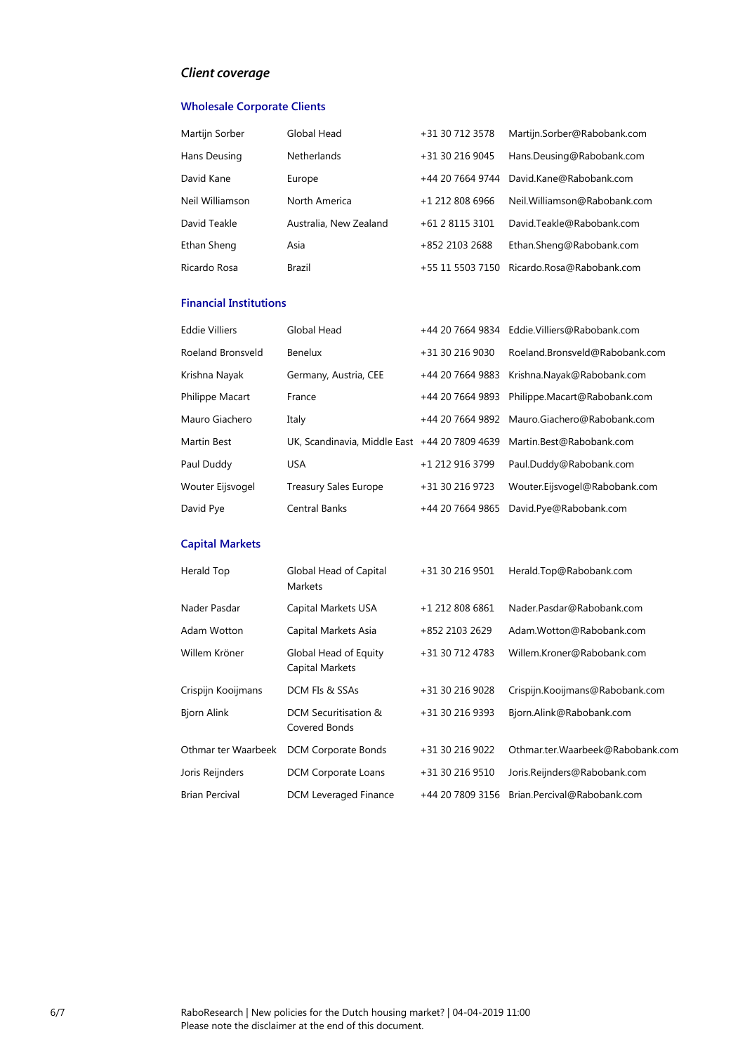## *Client coverage*

### Wholesale Corporate Clients

| | | | |
|---|---|---|---|
| Martijn Sorber | Global Head | +31 30 712 3578 | Martijn.Sorber@Rabobank.com |
| Hans Deusing | Netherlands | +31 30 216 9045 | Hans.Deusing@Rabobank.com |
| David Kane | Europe | +44 20 7664 9744 | David.Kane@Rabobank.com |
| Neil Williamson | North America | +1 212 808 6966 | Neil.Williamson@Rabobank.com |
| David Teakle | Australia, New Zealand | +61 2 8115 3101 | David.Teakle@Rabobank.com |
| Ethan Sheng | Asia | +852 2103 2688 | Ethan.Sheng@Rabobank.com |
| Ricardo Rosa | Brazil | +55 11 5503 7150 | Ricardo.Rosa@Rabobank.com |

### Financial Institutions

| | | | |
|---|---|---|---|
| Eddie Villiers | Global Head | +44 20 7664 9834 | Eddie.Villiers@Rabobank.com |
| Roeland Bronsveld | Benelux | +31 30 216 9030 | Roeland.Bronsveld@Rabobank.com |
| Krishna Nayak | Germany, Austria, CEE | +44 20 7664 9883 | Krishna.Nayak@Rabobank.com |
| Philippe Macart | France | +44 20 7664 9893 | Philippe.Macart@Rabobank.com |
| Mauro Giachero | Italy | +44 20 7664 9892 | Mauro.Giachero@Rabobank.com |
| Martin Best | UK, Scandinavia, Middle East | +44 20 7809 4639 | Martin.Best@Rabobank.com |
| Paul Duddy | USA | +1 212 916 3799 | Paul.Duddy@Rabobank.com |
| Wouter Eijsvogel | Treasury Sales Europe | +31 30 216 9723 | Wouter.Eijsvogel@Rabobank.com |
| David Pye | Central Banks | +44 20 7664 9865 | David.Pye@Rabobank.com |

### Capital Markets

| | | | |
|---|---|---|---|
| Herald Top | Global Head of Capital Markets | +31 30 216 9501 | Herald.Top@Rabobank.com |
| Nader Pasdar | Capital Markets USA | +1 212 808 6861 | Nader.Pasdar@Rabobank.com |
| Adam Wotton | Capital Markets Asia | +852 2103 2629 | Adam.Wotton@Rabobank.com |
| Willem Kröner | Global Head of Equity Capital Markets | +31 30 712 4783 | Willem.Kroner@Rabobank.com |
| Crispijn Kooijmans | DCM FIs & SSAs | +31 30 216 9028 | Crispijn.Kooijmans@Rabobank.com |
| Bjorn Alink | DCM Securitisation & Covered Bonds | +31 30 216 9393 | Bjorn.Alink@Rabobank.com |
| Othmar ter Waarbeek | DCM Corporate Bonds | +31 30 216 9022 | Othmar.ter.Waarbeek@Rabobank.com |
| Joris Reijnders | DCM Corporate Loans | +31 30 216 9510 | Joris.Reijnders@Rabobank.com |
| Brian Percival | DCM Leveraged Finance | +44 20 7809 3156 | Brian.Percival@Rabobank.com |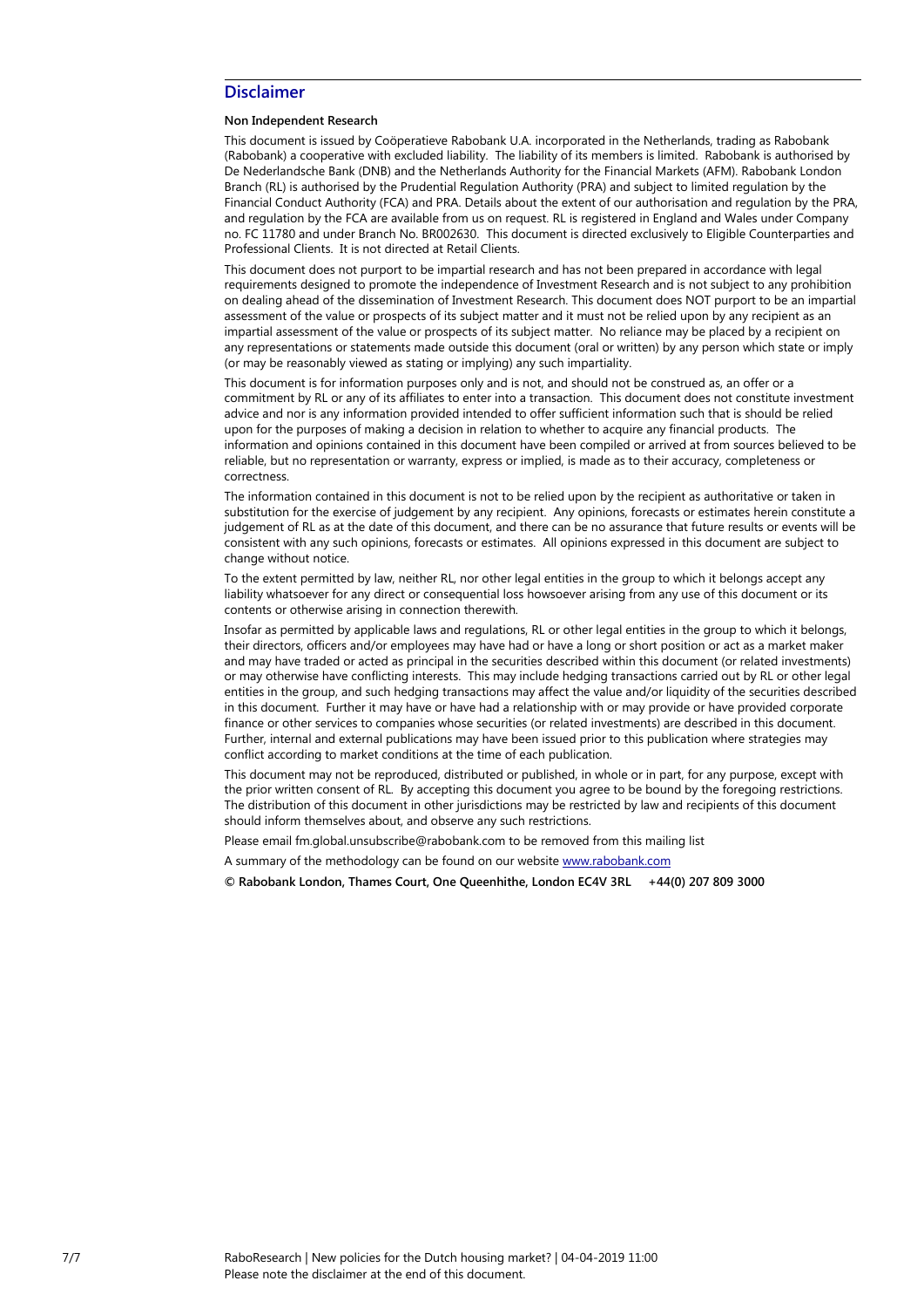## Disclaimer

**Non Independent Research**

This document is issued by Coöperatieve Rabobank U.A. incorporated in the Netherlands, trading as Rabobank (Rabobank) a cooperative with excluded liability. The liability of its members is limited. Rabobank is authorised by De Nederlandsche Bank (DNB) and the Netherlands Authority for the Financial Markets (AFM). Rabobank London Branch (RL) is authorised by the Prudential Regulation Authority (PRA) and subject to limited regulation by the Financial Conduct Authority (FCA) and PRA. Details about the extent of our authorisation and regulation by the PRA, and regulation by the FCA are available from us on request. RL is registered in England and Wales under Company no. FC 11780 and under Branch No. BR002630. This document is directed exclusively to Eligible Counterparties and Professional Clients. It is not directed at Retail Clients.

This document does not purport to be impartial research and has not been prepared in accordance with legal requirements designed to promote the independence of Investment Research and is not subject to any prohibition on dealing ahead of the dissemination of Investment Research. This document does NOT purport to be an impartial assessment of the value or prospects of its subject matter and it must not be relied upon by any recipient as an impartial assessment of the value or prospects of its subject matter. No reliance may be placed by a recipient on any representations or statements made outside this document (oral or written) by any person which state or imply (or may be reasonably viewed as stating or implying) any such impartiality.

This document is for information purposes only and is not, and should not be construed as, an offer or a commitment by RL or any of its affiliates to enter into a transaction. This document does not constitute investment advice and nor is any information provided intended to offer sufficient information such that is should be relied upon for the purposes of making a decision in relation to whether to acquire any financial products. The information and opinions contained in this document have been compiled or arrived at from sources believed to be reliable, but no representation or warranty, express or implied, is made as to their accuracy, completeness or correctness.

The information contained in this document is not to be relied upon by the recipient as authoritative or taken in substitution for the exercise of judgement by any recipient. Any opinions, forecasts or estimates herein constitute a judgement of RL as at the date of this document, and there can be no assurance that future results or events will be consistent with any such opinions, forecasts or estimates. All opinions expressed in this document are subject to change without notice.

To the extent permitted by law, neither RL, nor other legal entities in the group to which it belongs accept any liability whatsoever for any direct or consequential loss howsoever arising from any use of this document or its contents or otherwise arising in connection therewith.

Insofar as permitted by applicable laws and regulations, RL or other legal entities in the group to which it belongs, their directors, officers and/or employees may have had or have a long or short position or act as a market maker and may have traded or acted as principal in the securities described within this document (or related investments) or may otherwise have conflicting interests. This may include hedging transactions carried out by RL or other legal entities in the group, and such hedging transactions may affect the value and/or liquidity of the securities described in this document. Further it may have or have had a relationship with or may provide or have provided corporate finance or other services to companies whose securities (or related investments) are described in this document. Further, internal and external publications may have been issued prior to this publication where strategies may conflict according to market conditions at the time of each publication.

This document may not be reproduced, distributed or published, in whole or in part, for any purpose, except with the prior written consent of RL. By accepting this document you agree to be bound by the foregoing restrictions. The distribution of this document in other jurisdictions may be restricted by law and recipients of this document should inform themselves about, and observe any such restrictions.

Please email fm.global.unsubscribe@rabobank.com to be removed from this mailing list

A summary of the methodology can be found on our website www.rabobank.com

**© Rabobank London, Thames Court, One Queenhithe, London EC4V 3RL    +44(0) 207 809 3000**